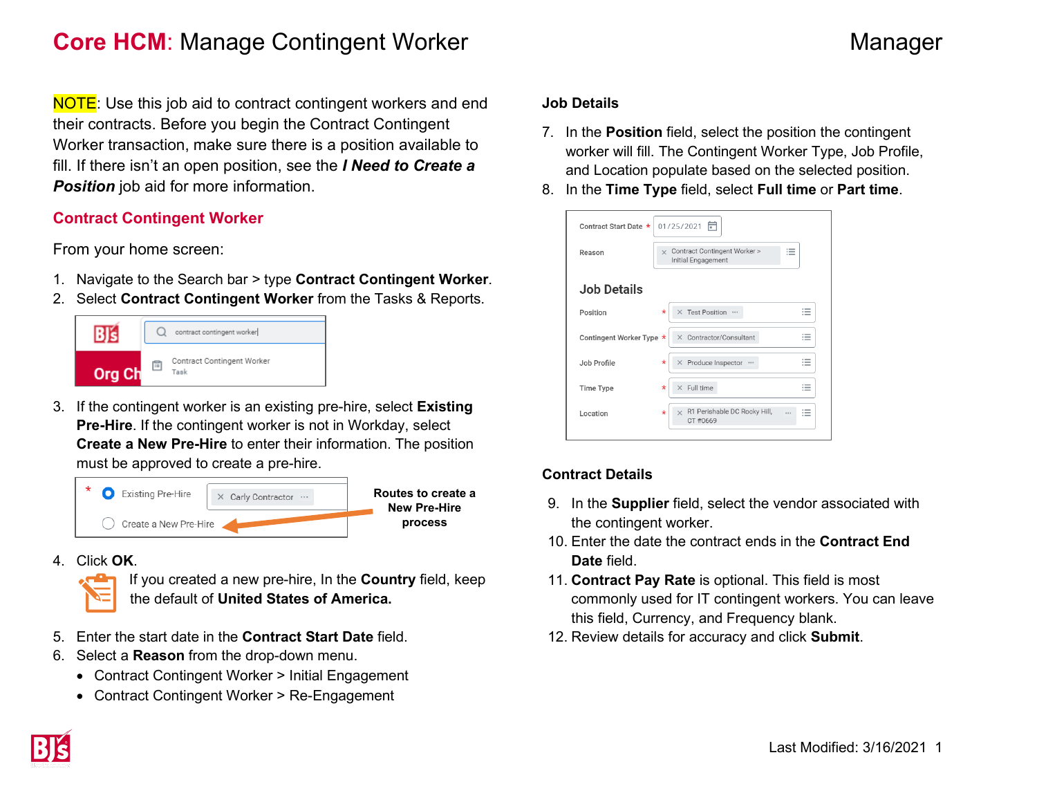# **Core HCM**: Manage Contingent Worker

Manager

NOTE: Use this job aid to contract contingent workers and end their contracts. Before you begin the Contract Contingent Worker transaction, make sure there is a position available to fill. If there isn't an open position, see the ***I Need to Create a Position*** job aid for more information.

## Contract Contingent Worker

From your home screen:

1. Navigate to the Search bar > type **Contract Contingent Worker**.
2. Select **Contract Contingent Worker** from the Tasks & Reports.
3. If the contingent worker is an existing pre-hire, select **Existing Pre-Hire**. If the contingent worker is not in Workday, select **Create a New Pre-Hire** to enter their information. The position must be approved to create a pre-hire.

   **Routes to create a New Pre-Hire process**

4. Click **OK**.

   If you created a new pre-hire, In the **Country** field, keep the default of **United States of America.**

5. Enter the start date in the **Contract Start Date** field.
6. Select a **Reason** from the drop-down menu.
   - Contract Contingent Worker > Initial Engagement
   - Contract Contingent Worker > Re-Engagement

### Job Details

7. In the **Position** field, select the position the contingent worker will fill. The Contingent Worker Type, Job Profile, and Location populate based on the selected position.
8. In the **Time Type** field, select **Full time** or **Part time**.

### Contract Details

9. In the **Supplier** field, select the vendor associated with the contingent worker.
10. Enter the date the contract ends in the **Contract End Date** field.
11. **Contract Pay Rate** is optional. This field is most commonly used for IT contingent workers. You can leave this field, Currency, and Frequency blank.
12. Review details for accuracy and click **Submit**.

Last Modified: 3/16/2021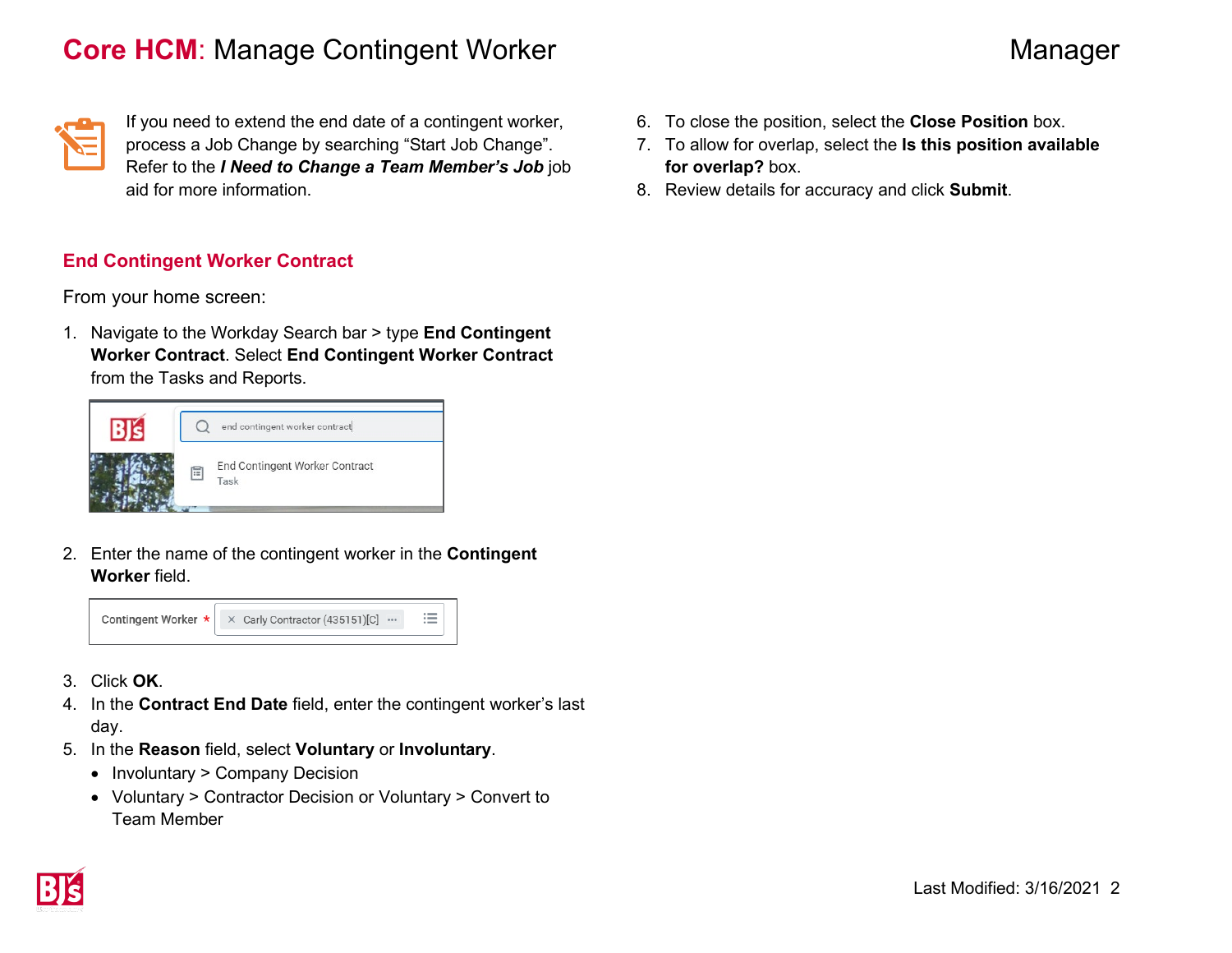If you need to extend the end date of a contingent worker, process a Job Change by searching "Start Job Change". Refer to the ***I Need to Change a Team Member's Job*** job aid for more information.

## End Contingent Worker Contract

From your home screen:

1. Navigate to the Workday Search bar > type **End Contingent Worker Contract**. Select **End Contingent Worker Contract** from the Tasks and Reports.
2. Enter the name of the contingent worker in the **Contingent Worker** field.
3. Click **OK**.
4. In the **Contract End Date** field, enter the contingent worker's last day.
5. In the **Reason** field, select **Voluntary** or **Involuntary**.
   - Involuntary > Company Decision
   - Voluntary > Contractor Decision or Voluntary > Convert to Team Member
6. To close the position, select the **Close Position** box.
7. To allow for overlap, select the **Is this position available for overlap?** box.
8. Review details for accuracy and click **Submit**.